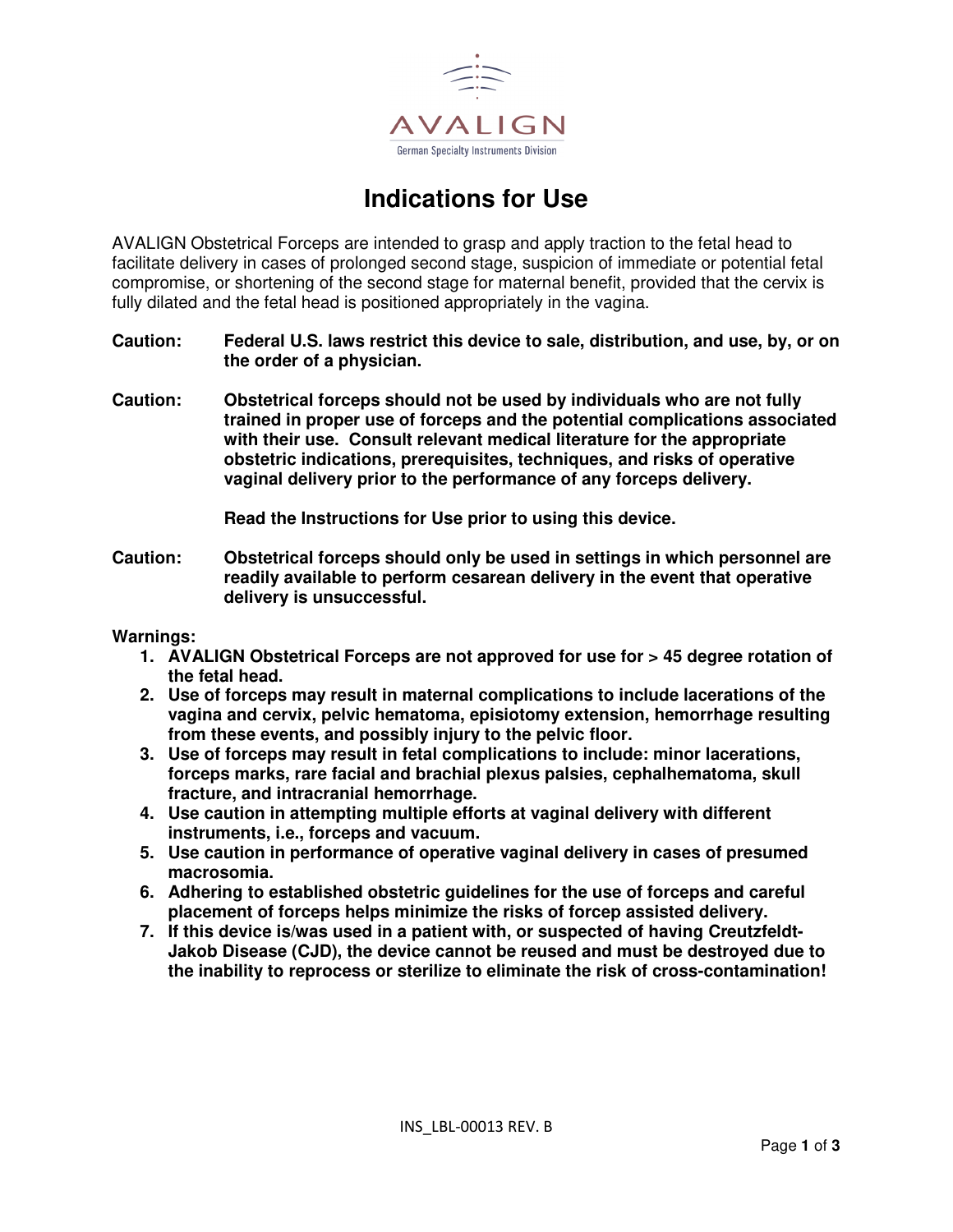AVALIGN
German Specialty Instruments Division

# Indications for Use

AVALIGN Obstetrical Forceps are intended to grasp and apply traction to the fetal head to facilitate delivery in cases of prolonged second stage, suspicion of immediate or potential fetal compromise, or shortening of the second stage for maternal benefit, provided that the cervix is fully dilated and the fetal head is positioned appropriately in the vagina.

**Caution:** **Federal U.S. laws restrict this device to sale, distribution, and use, by, or on the order of a physician.**

**Caution:** **Obstetrical forceps should not be used by individuals who are not fully trained in proper use of forceps and the potential complications associated with their use. Consult relevant medical literature for the appropriate obstetric indications, prerequisites, techniques, and risks of operative vaginal delivery prior to the performance of any forceps delivery.**

**Read the Instructions for Use prior to using this device.**

**Caution:** **Obstetrical forceps should only be used in settings in which personnel are readily available to perform cesarean delivery in the event that operative delivery is unsuccessful.**

**Warnings:**

1. **AVALIGN Obstetrical Forceps are not approved for use for > 45 degree rotation of the fetal head.**
2. **Use of forceps may result in maternal complications to include lacerations of the vagina and cervix, pelvic hematoma, episiotomy extension, hemorrhage resulting from these events, and possibly injury to the pelvic floor.**
3. **Use of forceps may result in fetal complications to include: minor lacerations, forceps marks, rare facial and brachial plexus palsies, cephalhematoma, skull fracture, and intracranial hemorrhage.**
4. **Use caution in attempting multiple efforts at vaginal delivery with different instruments, i.e., forceps and vacuum.**
5. **Use caution in performance of operative vaginal delivery in cases of presumed macrosomia.**
6. **Adhering to established obstetric guidelines for the use of forceps and careful placement of forceps helps minimize the risks of forcep assisted delivery.**
7. **If this device is/was used in a patient with, or suspected of having Creutzfeldt-Jakob Disease (CJD), the device cannot be reused and must be destroyed due to the inability to reprocess or sterilize to eliminate the risk of cross-contamination!**

INS_LBL-00013 REV. B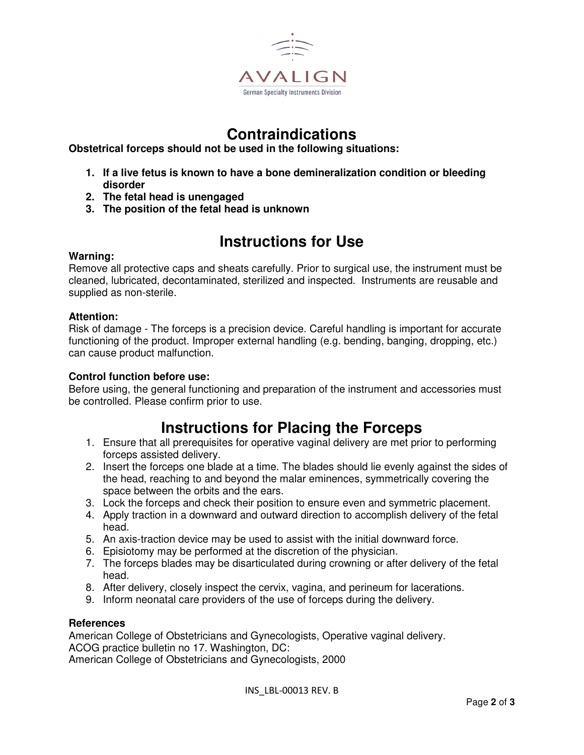AVALIGN

German Specialty Instruments Division

# Contraindications

**Obstetrical forceps should not be used in the following situations:**

1. **If a live fetus is known to have a bone demineralization condition or bleeding disorder**
2. **The fetal head is unengaged**
3. **The position of the fetal head is unknown**

# Instructions for Use

**Warning:**
Remove all protective caps and sheats carefully. Prior to surgical use, the instrument must be cleaned, lubricated, decontaminated, sterilized and inspected. Instruments are reusable and supplied as non-sterile.

**Attention:**
Risk of damage - The forceps is a precision device. Careful handling is important for accurate functioning of the product. Improper external handling (e.g. bending, banging, dropping, etc.) can cause product malfunction.

**Control function before use:**
Before using, the general functioning and preparation of the instrument and accessories must be controlled. Please confirm prior to use.

# Instructions for Placing the Forceps

1. Ensure that all prerequisites for operative vaginal delivery are met prior to performing forceps assisted delivery.
2. Insert the forceps one blade at a time. The blades should lie evenly against the sides of the head, reaching to and beyond the malar eminences, symmetrically covering the space between the orbits and the ears.
3. Lock the forceps and check their position to ensure even and symmetric placement.
4. Apply traction in a downward and outward direction to accomplish delivery of the fetal head.
5. An axis-traction device may be used to assist with the initial downward force.
6. Episiotomy may be performed at the discretion of the physician.
7. The forceps blades may be disarticulated during crowning or after delivery of the fetal head.
8. After delivery, closely inspect the cervix, vagina, and perineum for lacerations.
9. Inform neonatal care providers of the use of forceps during the delivery.

**References**
American College of Obstetricians and Gynecologists, Operative vaginal delivery.
ACOG practice bulletin no 17. Washington, DC:
American College of Obstetricians and Gynecologists, 2000

INS_LBL-00013 REV. B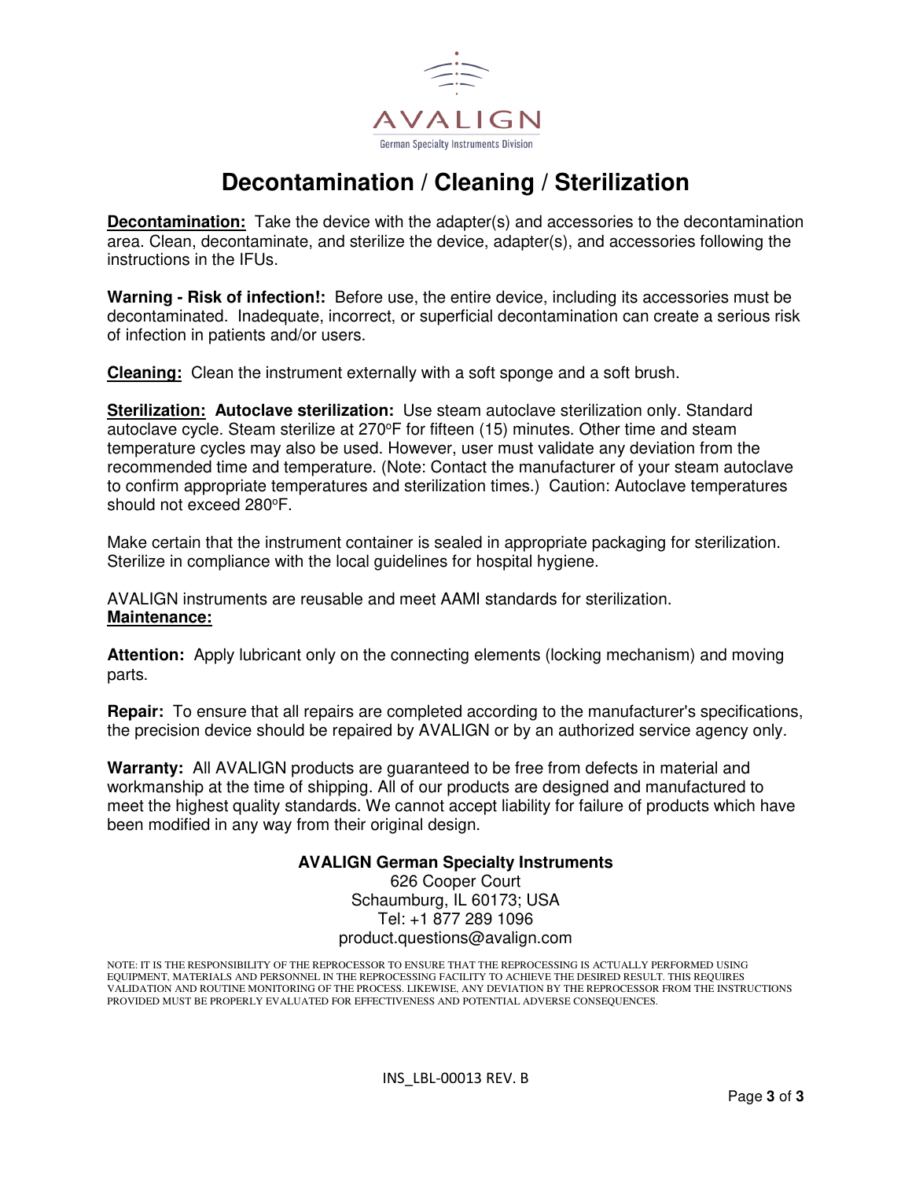AVALIGN

German Specialty Instruments Division

# Decontamination / Cleaning / Sterilization

**Decontamination:** Take the device with the adapter(s) and accessories to the decontamination area. Clean, decontaminate, and sterilize the device, adapter(s), and accessories following the instructions in the IFUs.

**Warning - Risk of infection!:** Before use, the entire device, including its accessories must be decontaminated. Inadequate, incorrect, or superficial decontamination can create a serious risk of infection in patients and/or users.

**Cleaning:** Clean the instrument externally with a soft sponge and a soft brush.

**Sterilization:** **Autoclave sterilization:** Use steam autoclave sterilization only. Standard autoclave cycle. Steam sterilize at 270°F for fifteen (15) minutes. Other time and steam temperature cycles may also be used. However, user must validate any deviation from the recommended time and temperature. (Note: Contact the manufacturer of your steam autoclave to confirm appropriate temperatures and sterilization times.) Caution: Autoclave temperatures should not exceed 280°F.

Make certain that the instrument container is sealed in appropriate packaging for sterilization. Sterilize in compliance with the local guidelines for hospital hygiene.

AVALIGN instruments are reusable and meet AAMI standards for sterilization.

**Maintenance:**

**Attention:** Apply lubricant only on the connecting elements (locking mechanism) and moving parts.

**Repair:** To ensure that all repairs are completed according to the manufacturer's specifications, the precision device should be repaired by AVALIGN or by an authorized service agency only.

**Warranty:** All AVALIGN products are guaranteed to be free from defects in material and workmanship at the time of shipping. All of our products are designed and manufactured to meet the highest quality standards. We cannot accept liability for failure of products which have been modified in any way from their original design.

**AVALIGN German Specialty Instruments**
626 Cooper Court
Schaumburg, IL 60173; USA
Tel: +1 877 289 1096
product.questions@avalign.com

NOTE: IT IS THE RESPONSIBILITY OF THE REPROCESSOR TO ENSURE THAT THE REPROCESSING IS ACTUALLY PERFORMED USING EQUIPMENT, MATERIALS AND PERSONNEL IN THE REPROCESSING FACILITY TO ACHIEVE THE DESIRED RESULT. THIS REQUIRES VALIDATION AND ROUTINE MONITORING OF THE PROCESS. LIKEWISE, ANY DEVIATION BY THE REPROCESSOR FROM THE INSTRUCTIONS PROVIDED MUST BE PROPERLY EVALUATED FOR EFFECTIVENESS AND POTENTIAL ADVERSE CONSEQUENCES.

INS_LBL-00013 REV. B